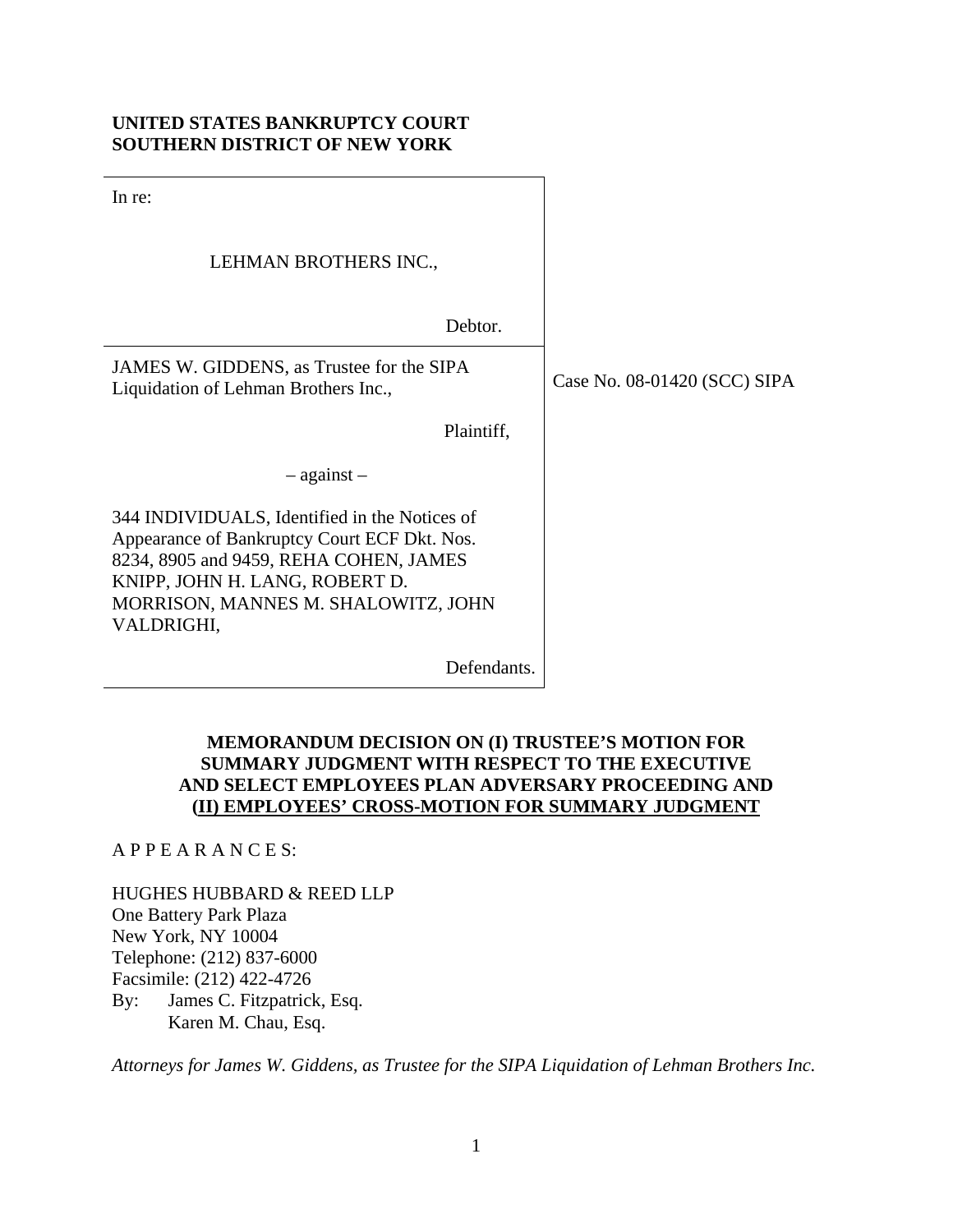**UNITED STATES BANKRUPTCY COURT**
**SOUTHERN DISTRICT OF NEW YORK**

| | |
|---|---|
| In re:<br><br>LEHMAN BROTHERS INC.,<br><br>Debtor. | |
| JAMES W. GIDDENS, as Trustee for the SIPA Liquidation of Lehman Brothers Inc.,<br><br>Plaintiff,<br><br>– against –<br><br>344 INDIVIDUALS, Identified in the Notices of Appearance of Bankruptcy Court ECF Dkt. Nos. 8234, 8905 and 9459, REHA COHEN, JAMES KNIPP, JOHN H. LANG, ROBERT D. MORRISON, MANNES M. SHALOWITZ, JOHN VALDRIGHI,<br><br>Defendants. | Case No. 08-01420 (SCC) SIPA |

**MEMORANDUM DECISION ON (I) TRUSTEE'S MOTION FOR SUMMARY JUDGMENT WITH RESPECT TO THE EXECUTIVE AND SELECT EMPLOYEES PLAN ADVERSARY PROCEEDING AND (II) EMPLOYEES' CROSS-MOTION FOR SUMMARY JUDGMENT**

A P P E A R A N C E S:

HUGHES HUBBARD & REED LLP
One Battery Park Plaza
New York, NY 10004
Telephone: (212) 837-6000
Facsimile: (212) 422-4726
By: James C. Fitzpatrick, Esq.
Karen M. Chau, Esq.

*Attorneys for James W. Giddens, as Trustee for the SIPA Liquidation of Lehman Brothers Inc.*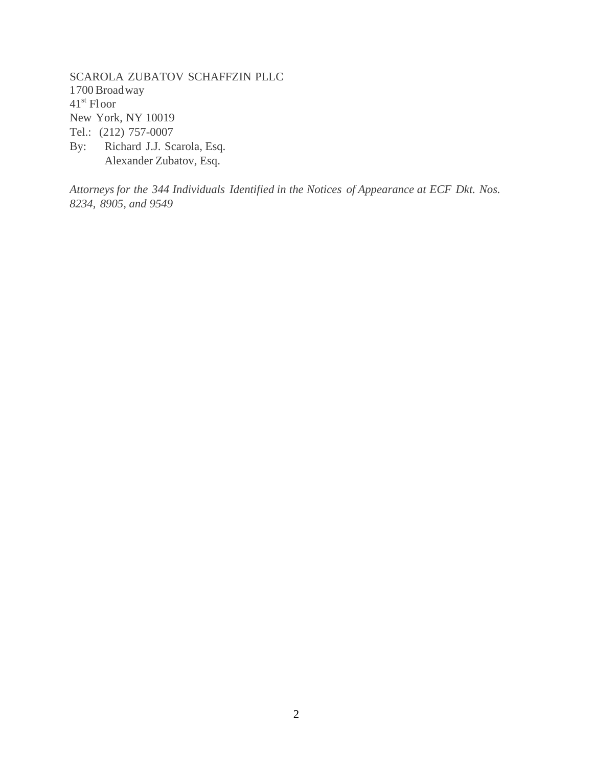SCAROLA ZUBATOV SCHAFFZIN PLLC
1700 Broadway
41st Floor
New York, NY 10019
Tel.: (212) 757-0007
By: Richard J.J. Scarola, Esq.
Alexander Zubatov, Esq.

*Attorneys for the 344 Individuals Identified in the Notices of Appearance at ECF Dkt. Nos. 8234, 8905, and 9549*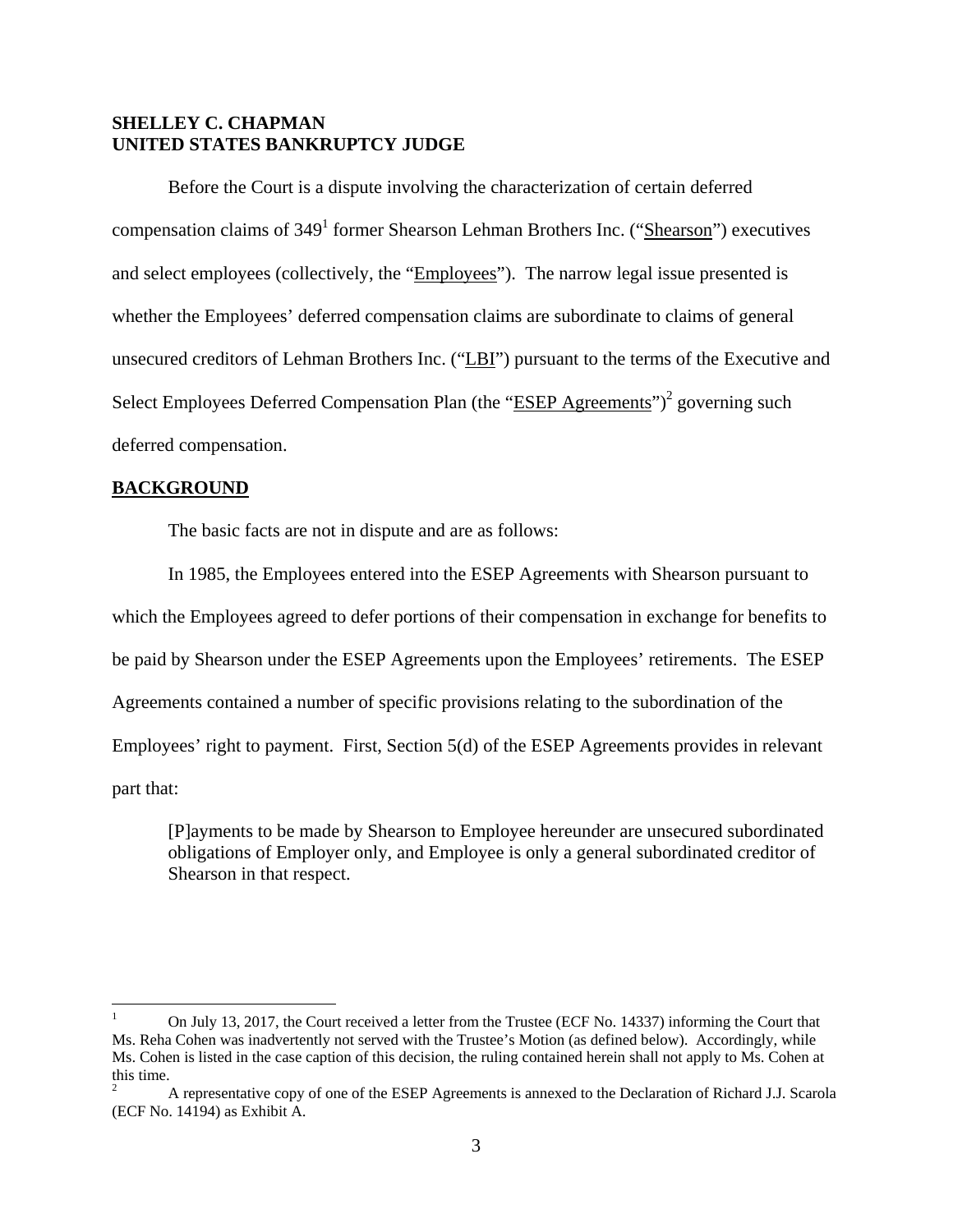**SHELLEY C. CHAPMAN**
**UNITED STATES BANKRUPTCY JUDGE**

Before the Court is a dispute involving the characterization of certain deferred compensation claims of 349[1] former Shearson Lehman Brothers Inc. ("Shearson") executives and select employees (collectively, the "Employees"). The narrow legal issue presented is whether the Employees' deferred compensation claims are subordinate to claims of general unsecured creditors of Lehman Brothers Inc. ("LBI") pursuant to the terms of the Executive and Select Employees Deferred Compensation Plan (the "ESEP Agreements")[2] governing such deferred compensation.

## BACKGROUND

The basic facts are not in dispute and are as follows:

In 1985, the Employees entered into the ESEP Agreements with Shearson pursuant to which the Employees agreed to defer portions of their compensation in exchange for benefits to be paid by Shearson under the ESEP Agreements upon the Employees' retirements. The ESEP Agreements contained a number of specific provisions relating to the subordination of the Employees' right to payment. First, Section 5(d) of the ESEP Agreements provides in relevant part that:

> [P]ayments to be made by Shearson to Employee hereunder are unsecured subordinated obligations of Employer only, and Employee is only a general subordinated creditor of Shearson in that respect.

---

[1] On July 13, 2017, the Court received a letter from the Trustee (ECF No. 14337) informing the Court that Ms. Reha Cohen was inadvertently not served with the Trustee's Motion (as defined below). Accordingly, while Ms. Cohen is listed in the case caption of this decision, the ruling contained herein shall not apply to Ms. Cohen at this time.

[2] A representative copy of one of the ESEP Agreements is annexed to the Declaration of Richard J.J. Scarola (ECF No. 14194) as Exhibit A.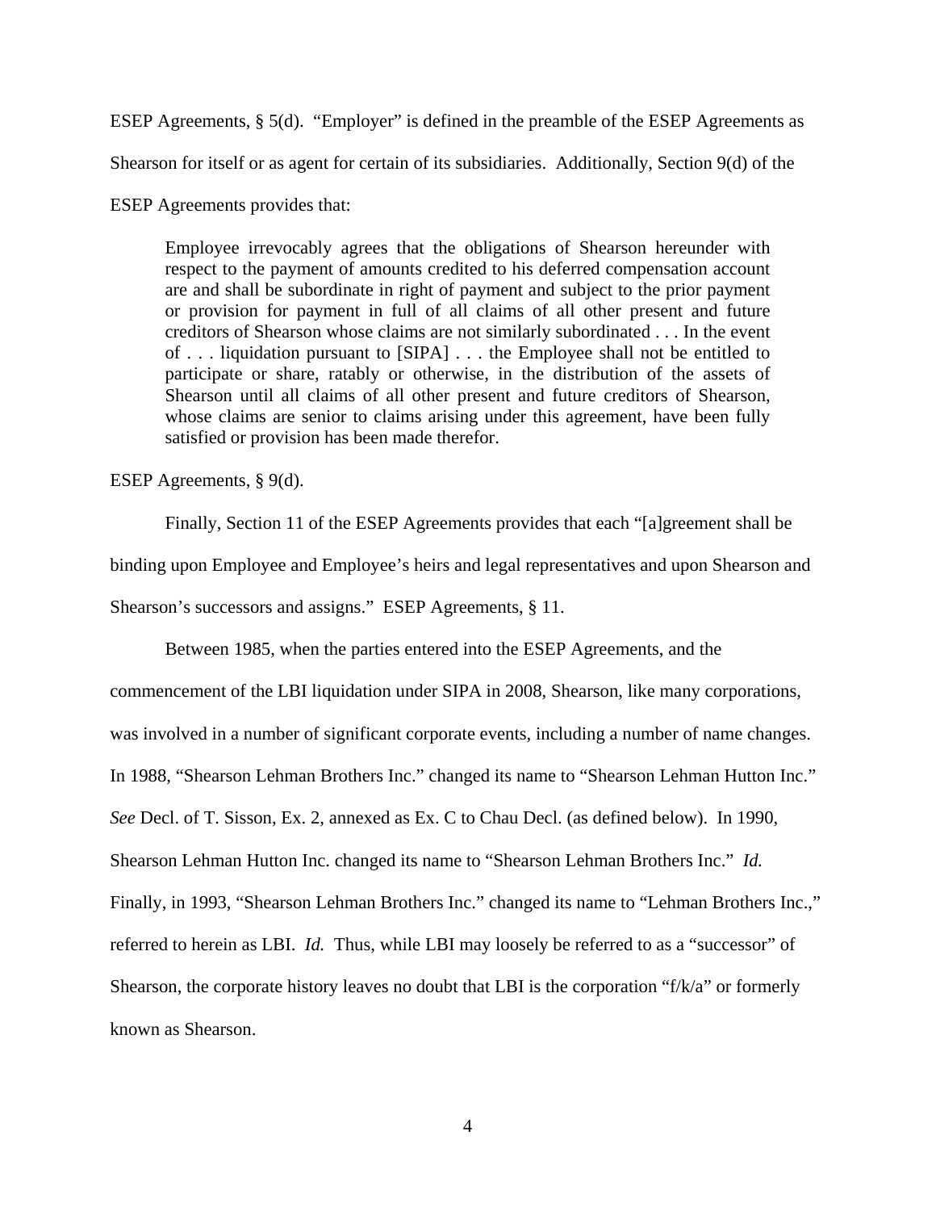ESEP Agreements, § 5(d). "Employer" is defined in the preamble of the ESEP Agreements as Shearson for itself or as agent for certain of its subsidiaries. Additionally, Section 9(d) of the ESEP Agreements provides that:

> Employee irrevocably agrees that the obligations of Shearson hereunder with respect to the payment of amounts credited to his deferred compensation account are and shall be subordinate in right of payment and subject to the prior payment or provision for payment in full of all claims of all other present and future creditors of Shearson whose claims are not similarly subordinated . . . In the event of . . . liquidation pursuant to [SIPA] . . . the Employee shall not be entitled to participate or share, ratably or otherwise, in the distribution of the assets of Shearson until all claims of all other present and future creditors of Shearson, whose claims are senior to claims arising under this agreement, have been fully satisfied or provision has been made therefor.

ESEP Agreements, § 9(d).

Finally, Section 11 of the ESEP Agreements provides that each "[a]greement shall be binding upon Employee and Employee's heirs and legal representatives and upon Shearson and Shearson's successors and assigns." ESEP Agreements, § 11.

Between 1985, when the parties entered into the ESEP Agreements, and the commencement of the LBI liquidation under SIPA in 2008, Shearson, like many corporations, was involved in a number of significant corporate events, including a number of name changes. In 1988, "Shearson Lehman Brothers Inc." changed its name to "Shearson Lehman Hutton Inc." *See* Decl. of T. Sisson, Ex. 2, annexed as Ex. C to Chau Decl. (as defined below). In 1990, Shearson Lehman Hutton Inc. changed its name to "Shearson Lehman Brothers Inc." *Id.* Finally, in 1993, "Shearson Lehman Brothers Inc." changed its name to "Lehman Brothers Inc.," referred to herein as LBI. *Id.* Thus, while LBI may loosely be referred to as a "successor" of Shearson, the corporate history leaves no doubt that LBI is the corporation "f/k/a" or formerly known as Shearson.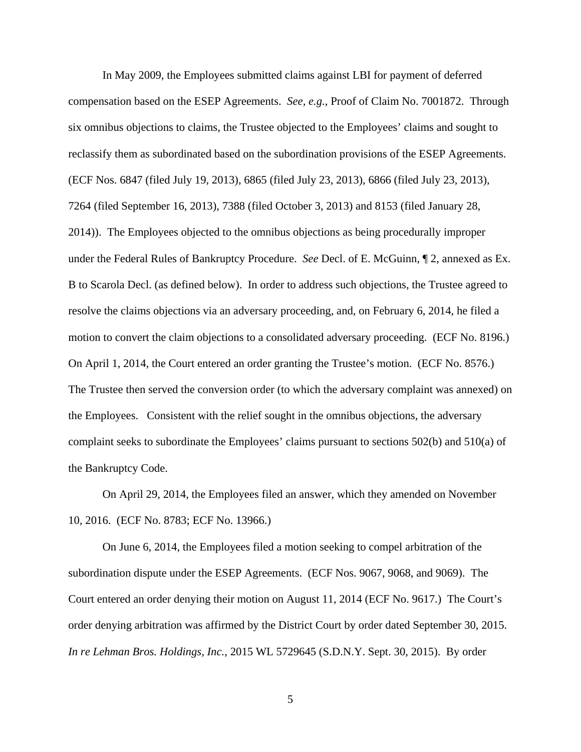In May 2009, the Employees submitted claims against LBI for payment of deferred compensation based on the ESEP Agreements. *See, e.g.*, Proof of Claim No. 7001872. Through six omnibus objections to claims, the Trustee objected to the Employees' claims and sought to reclassify them as subordinated based on the subordination provisions of the ESEP Agreements. (ECF Nos. 6847 (filed July 19, 2013), 6865 (filed July 23, 2013), 6866 (filed July 23, 2013), 7264 (filed September 16, 2013), 7388 (filed October 3, 2013) and 8153 (filed January 28, 2014)). The Employees objected to the omnibus objections as being procedurally improper under the Federal Rules of Bankruptcy Procedure. *See* Decl. of E. McGuinn, ¶ 2, annexed as Ex. B to Scarola Decl. (as defined below). In order to address such objections, the Trustee agreed to resolve the claims objections via an adversary proceeding, and, on February 6, 2014, he filed a motion to convert the claim objections to a consolidated adversary proceeding. (ECF No. 8196.) On April 1, 2014, the Court entered an order granting the Trustee's motion. (ECF No. 8576.) The Trustee then served the conversion order (to which the adversary complaint was annexed) on the Employees. Consistent with the relief sought in the omnibus objections, the adversary complaint seeks to subordinate the Employees' claims pursuant to sections 502(b) and 510(a) of the Bankruptcy Code.

On April 29, 2014, the Employees filed an answer, which they amended on November 10, 2016. (ECF No. 8783; ECF No. 13966.)

On June 6, 2014, the Employees filed a motion seeking to compel arbitration of the subordination dispute under the ESEP Agreements. (ECF Nos. 9067, 9068, and 9069). The Court entered an order denying their motion on August 11, 2014 (ECF No. 9617.) The Court's order denying arbitration was affirmed by the District Court by order dated September 30, 2015. *In re Lehman Bros. Holdings, Inc.*, 2015 WL 5729645 (S.D.N.Y. Sept. 30, 2015). By order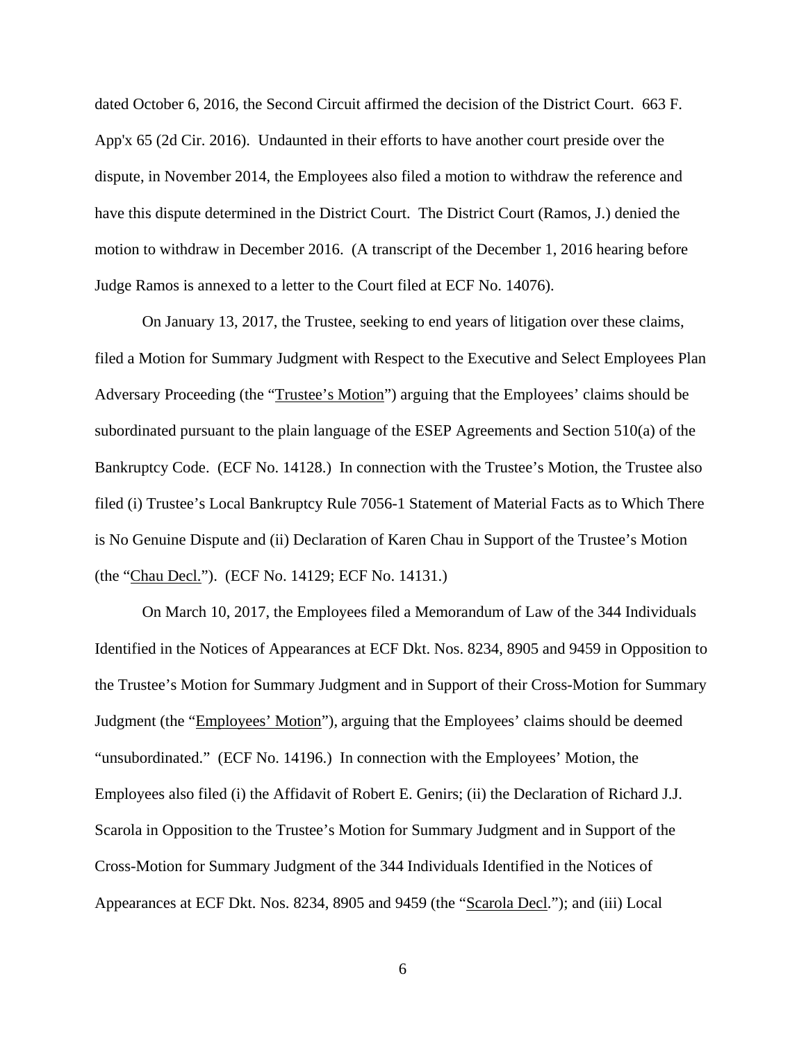dated October 6, 2016, the Second Circuit affirmed the decision of the District Court. 663 F. App'x 65 (2d Cir. 2016). Undaunted in their efforts to have another court preside over the dispute, in November 2014, the Employees also filed a motion to withdraw the reference and have this dispute determined in the District Court. The District Court (Ramos, J.) denied the motion to withdraw in December 2016. (A transcript of the December 1, 2016 hearing before Judge Ramos is annexed to a letter to the Court filed at ECF No. 14076).

On January 13, 2017, the Trustee, seeking to end years of litigation over these claims, filed a Motion for Summary Judgment with Respect to the Executive and Select Employees Plan Adversary Proceeding (the "Trustee's Motion") arguing that the Employees' claims should be subordinated pursuant to the plain language of the ESEP Agreements and Section 510(a) of the Bankruptcy Code. (ECF No. 14128.) In connection with the Trustee's Motion, the Trustee also filed (i) Trustee's Local Bankruptcy Rule 7056-1 Statement of Material Facts as to Which There is No Genuine Dispute and (ii) Declaration of Karen Chau in Support of the Trustee's Motion (the "Chau Decl."). (ECF No. 14129; ECF No. 14131.)

On March 10, 2017, the Employees filed a Memorandum of Law of the 344 Individuals Identified in the Notices of Appearances at ECF Dkt. Nos. 8234, 8905 and 9459 in Opposition to the Trustee's Motion for Summary Judgment and in Support of their Cross-Motion for Summary Judgment (the "Employees' Motion"), arguing that the Employees' claims should be deemed "unsubordinated." (ECF No. 14196.) In connection with the Employees' Motion, the Employees also filed (i) the Affidavit of Robert E. Genirs; (ii) the Declaration of Richard J.J. Scarola in Opposition to the Trustee's Motion for Summary Judgment and in Support of the Cross-Motion for Summary Judgment of the 344 Individuals Identified in the Notices of Appearances at ECF Dkt. Nos. 8234, 8905 and 9459 (the "Scarola Decl."); and (iii) Local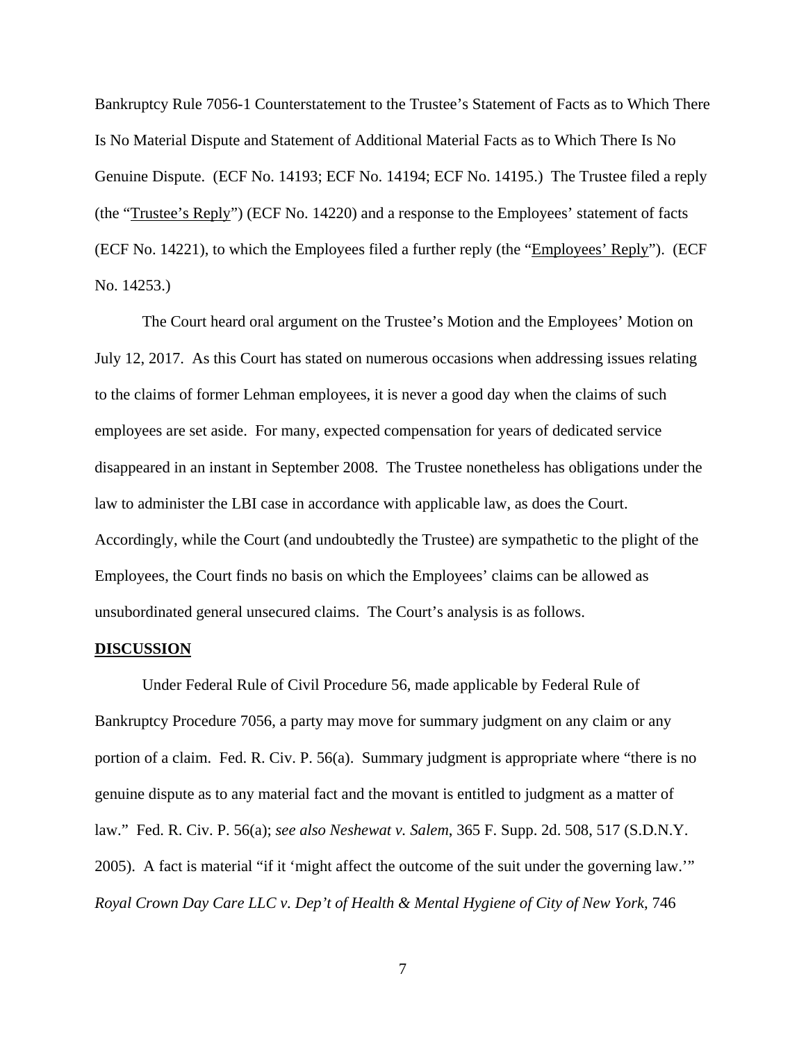Bankruptcy Rule 7056-1 Counterstatement to the Trustee's Statement of Facts as to Which There Is No Material Dispute and Statement of Additional Material Facts as to Which There Is No Genuine Dispute. (ECF No. 14193; ECF No. 14194; ECF No. 14195.) The Trustee filed a reply (the "Trustee's Reply") (ECF No. 14220) and a response to the Employees' statement of facts (ECF No. 14221), to which the Employees filed a further reply (the "Employees' Reply"). (ECF No. 14253.)

The Court heard oral argument on the Trustee's Motion and the Employees' Motion on July 12, 2017. As this Court has stated on numerous occasions when addressing issues relating to the claims of former Lehman employees, it is never a good day when the claims of such employees are set aside. For many, expected compensation for years of dedicated service disappeared in an instant in September 2008. The Trustee nonetheless has obligations under the law to administer the LBI case in accordance with applicable law, as does the Court. Accordingly, while the Court (and undoubtedly the Trustee) are sympathetic to the plight of the Employees, the Court finds no basis on which the Employees' claims can be allowed as unsubordinated general unsecured claims. The Court's analysis is as follows.

## DISCUSSION

Under Federal Rule of Civil Procedure 56, made applicable by Federal Rule of Bankruptcy Procedure 7056, a party may move for summary judgment on any claim or any portion of a claim. Fed. R. Civ. P. 56(a). Summary judgment is appropriate where "there is no genuine dispute as to any material fact and the movant is entitled to judgment as a matter of law." Fed. R. Civ. P. 56(a); *see also Neshewat v. Salem*, 365 F. Supp. 2d. 508, 517 (S.D.N.Y. 2005). A fact is material "if it 'might affect the outcome of the suit under the governing law.'" *Royal Crown Day Care LLC v. Dep't of Health & Mental Hygiene of City of New York*, 746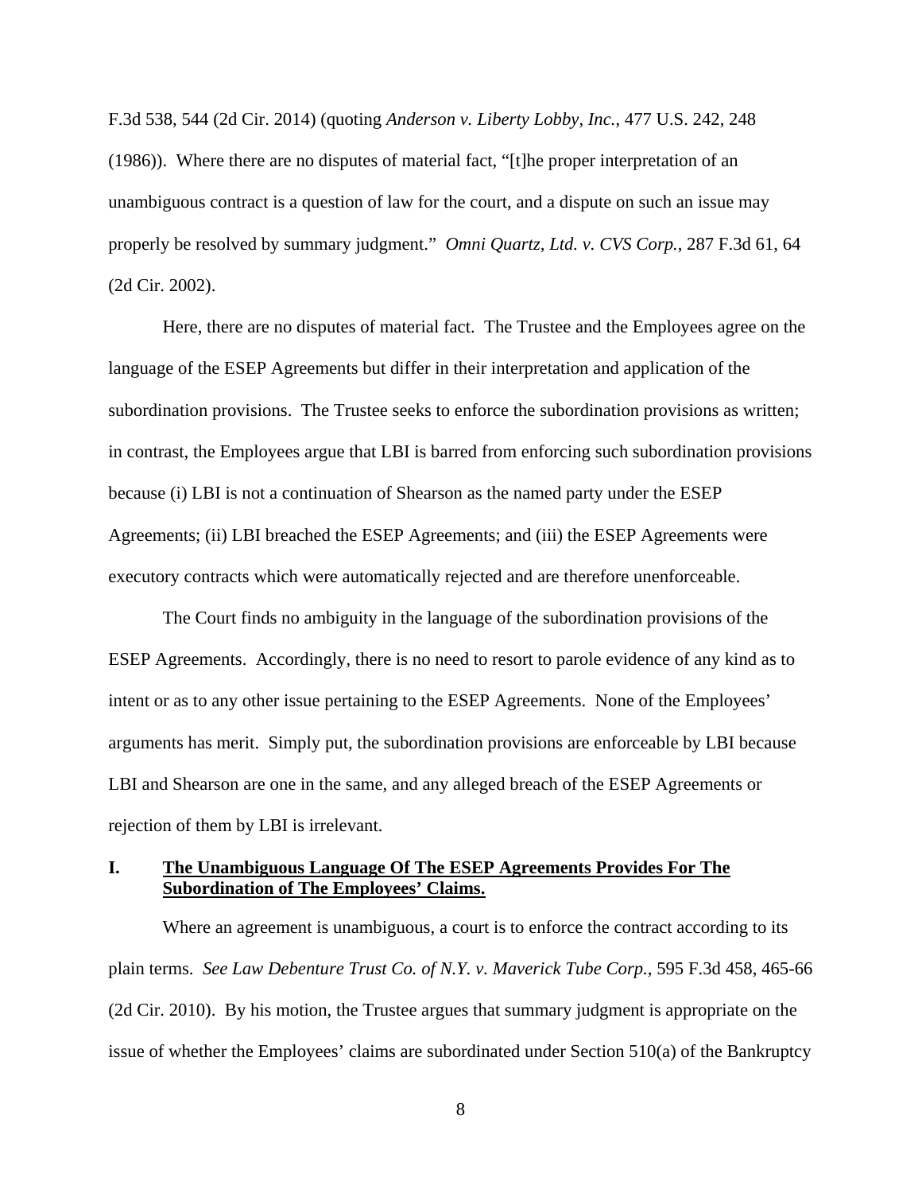F.3d 538, 544 (2d Cir. 2014) (quoting *Anderson v. Liberty Lobby, Inc.*, 477 U.S. 242, 248 (1986)). Where there are no disputes of material fact, "[t]he proper interpretation of an unambiguous contract is a question of law for the court, and a dispute on such an issue may properly be resolved by summary judgment." *Omni Quartz, Ltd. v. CVS Corp.*, 287 F.3d 61, 64 (2d Cir. 2002).

Here, there are no disputes of material fact. The Trustee and the Employees agree on the language of the ESEP Agreements but differ in their interpretation and application of the subordination provisions. The Trustee seeks to enforce the subordination provisions as written; in contrast, the Employees argue that LBI is barred from enforcing such subordination provisions because (i) LBI is not a continuation of Shearson as the named party under the ESEP Agreements; (ii) LBI breached the ESEP Agreements; and (iii) the ESEP Agreements were executory contracts which were automatically rejected and are therefore unenforceable.

The Court finds no ambiguity in the language of the subordination provisions of the ESEP Agreements. Accordingly, there is no need to resort to parole evidence of any kind as to intent or as to any other issue pertaining to the ESEP Agreements. None of the Employees' arguments has merit. Simply put, the subordination provisions are enforceable by LBI because LBI and Shearson are one in the same, and any alleged breach of the ESEP Agreements or rejection of them by LBI is irrelevant.

## I. **The Unambiguous Language Of The ESEP Agreements Provides For The Subordination of The Employees' Claims.**

Where an agreement is unambiguous, a court is to enforce the contract according to its plain terms. *See Law Debenture Trust Co. of N.Y. v. Maverick Tube Corp.*, 595 F.3d 458, 465-66 (2d Cir. 2010). By his motion, the Trustee argues that summary judgment is appropriate on the issue of whether the Employees' claims are subordinated under Section 510(a) of the Bankruptcy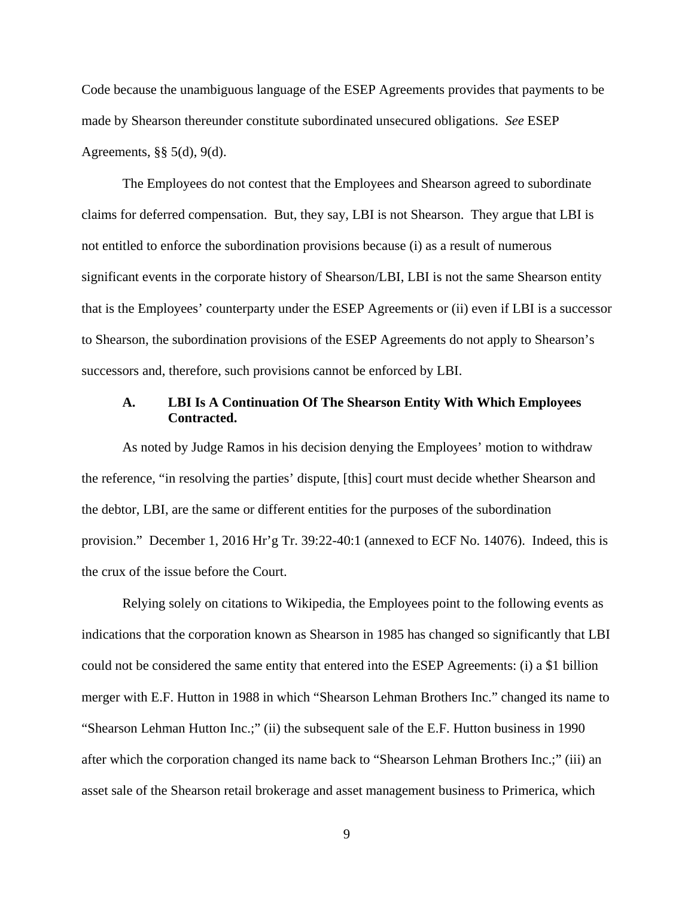Code because the unambiguous language of the ESEP Agreements provides that payments to be made by Shearson thereunder constitute subordinated unsecured obligations. *See* ESEP Agreements, §§ 5(d), 9(d).

The Employees do not contest that the Employees and Shearson agreed to subordinate claims for deferred compensation. But, they say, LBI is not Shearson. They argue that LBI is not entitled to enforce the subordination provisions because (i) as a result of numerous significant events in the corporate history of Shearson/LBI, LBI is not the same Shearson entity that is the Employees' counterparty under the ESEP Agreements or (ii) even if LBI is a successor to Shearson, the subordination provisions of the ESEP Agreements do not apply to Shearson's successors and, therefore, such provisions cannot be enforced by LBI.

### A. LBI Is A Continuation Of The Shearson Entity With Which Employees Contracted.

As noted by Judge Ramos in his decision denying the Employees' motion to withdraw the reference, "in resolving the parties' dispute, [this] court must decide whether Shearson and the debtor, LBI, are the same or different entities for the purposes of the subordination provision." December 1, 2016 Hr'g Tr. 39:22-40:1 (annexed to ECF No. 14076). Indeed, this is the crux of the issue before the Court.

Relying solely on citations to Wikipedia, the Employees point to the following events as indications that the corporation known as Shearson in 1985 has changed so significantly that LBI could not be considered the same entity that entered into the ESEP Agreements: (i) a $1 billion merger with E.F. Hutton in 1988 in which "Shearson Lehman Brothers Inc." changed its name to "Shearson Lehman Hutton Inc.;" (ii) the subsequent sale of the E.F. Hutton business in 1990 after which the corporation changed its name back to "Shearson Lehman Brothers Inc.;" (iii) an asset sale of the Shearson retail brokerage and asset management business to Primerica, which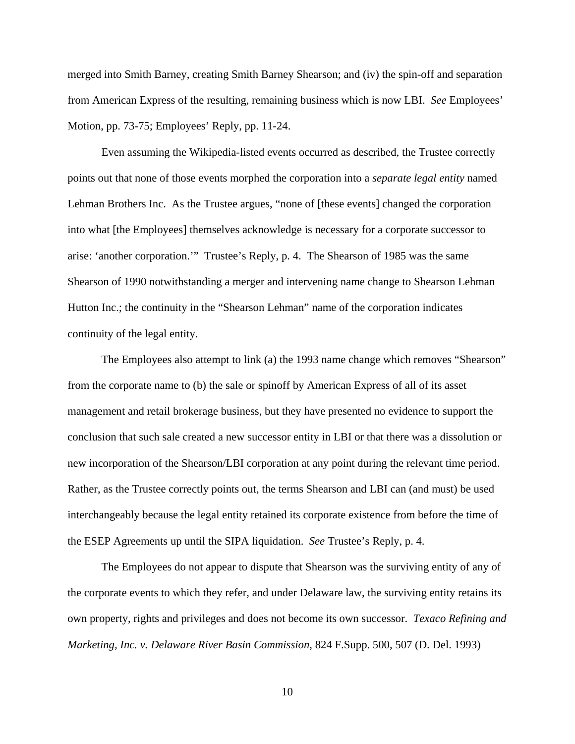merged into Smith Barney, creating Smith Barney Shearson; and (iv) the spin-off and separation from American Express of the resulting, remaining business which is now LBI. *See* Employees' Motion, pp. 73-75; Employees' Reply, pp. 11-24.

Even assuming the Wikipedia-listed events occurred as described, the Trustee correctly points out that none of those events morphed the corporation into a *separate legal entity* named Lehman Brothers Inc. As the Trustee argues, "none of [these events] changed the corporation into what [the Employees] themselves acknowledge is necessary for a corporate successor to arise: 'another corporation.'" Trustee's Reply, p. 4. The Shearson of 1985 was the same Shearson of 1990 notwithstanding a merger and intervening name change to Shearson Lehman Hutton Inc.; the continuity in the "Shearson Lehman" name of the corporation indicates continuity of the legal entity.

The Employees also attempt to link (a) the 1993 name change which removes "Shearson" from the corporate name to (b) the sale or spinoff by American Express of all of its asset management and retail brokerage business, but they have presented no evidence to support the conclusion that such sale created a new successor entity in LBI or that there was a dissolution or new incorporation of the Shearson/LBI corporation at any point during the relevant time period. Rather, as the Trustee correctly points out, the terms Shearson and LBI can (and must) be used interchangeably because the legal entity retained its corporate existence from before the time of the ESEP Agreements up until the SIPA liquidation. *See* Trustee's Reply, p. 4.

The Employees do not appear to dispute that Shearson was the surviving entity of any of the corporate events to which they refer, and under Delaware law, the surviving entity retains its own property, rights and privileges and does not become its own successor. *Texaco Refining and Marketing, Inc. v. Delaware River Basin Commission*, 824 F.Supp. 500, 507 (D. Del. 1993)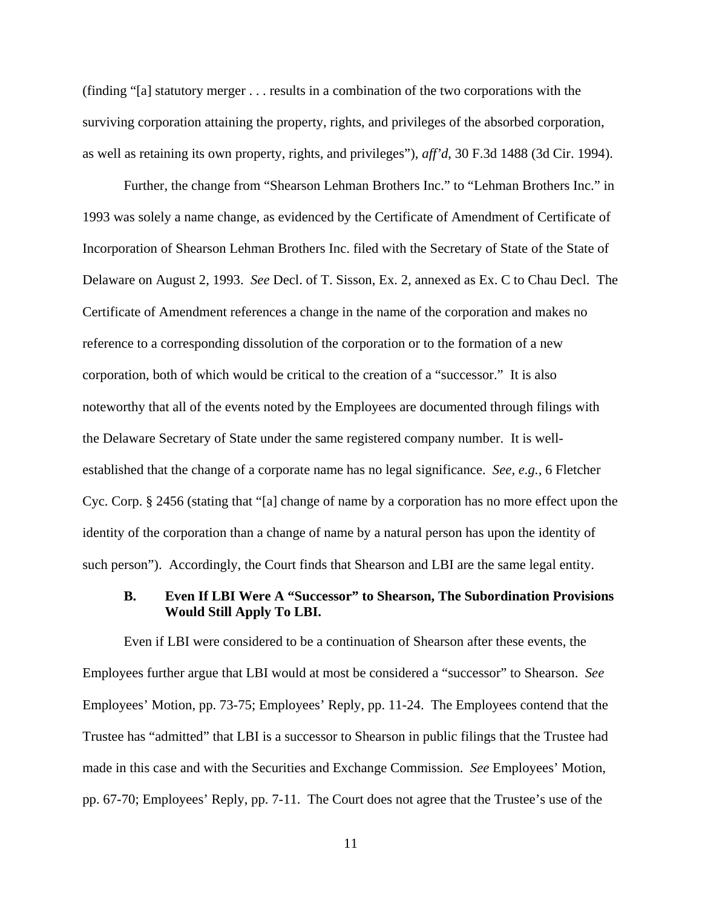(finding "[a] statutory merger . . . results in a combination of the two corporations with the surviving corporation attaining the property, rights, and privileges of the absorbed corporation, as well as retaining its own property, rights, and privileges"), *aff'd*, 30 F.3d 1488 (3d Cir. 1994).

Further, the change from "Shearson Lehman Brothers Inc." to "Lehman Brothers Inc." in 1993 was solely a name change, as evidenced by the Certificate of Amendment of Certificate of Incorporation of Shearson Lehman Brothers Inc. filed with the Secretary of State of the State of Delaware on August 2, 1993. *See* Decl. of T. Sisson, Ex. 2, annexed as Ex. C to Chau Decl. The Certificate of Amendment references a change in the name of the corporation and makes no reference to a corresponding dissolution of the corporation or to the formation of a new corporation, both of which would be critical to the creation of a "successor." It is also noteworthy that all of the events noted by the Employees are documented through filings with the Delaware Secretary of State under the same registered company number. It is well-established that the change of a corporate name has no legal significance. *See, e.g.*, 6 Fletcher Cyc. Corp. § 2456 (stating that "[a] change of name by a corporation has no more effect upon the identity of the corporation than a change of name by a natural person has upon the identity of such person"). Accordingly, the Court finds that Shearson and LBI are the same legal entity.

### B. Even If LBI Were A "Successor" to Shearson, The Subordination Provisions Would Still Apply To LBI.

Even if LBI were considered to be a continuation of Shearson after these events, the Employees further argue that LBI would at most be considered a "successor" to Shearson. *See* Employees' Motion, pp. 73-75; Employees' Reply, pp. 11-24. The Employees contend that the Trustee has "admitted" that LBI is a successor to Shearson in public filings that the Trustee had made in this case and with the Securities and Exchange Commission. *See* Employees' Motion, pp. 67-70; Employees' Reply, pp. 7-11. The Court does not agree that the Trustee's use of the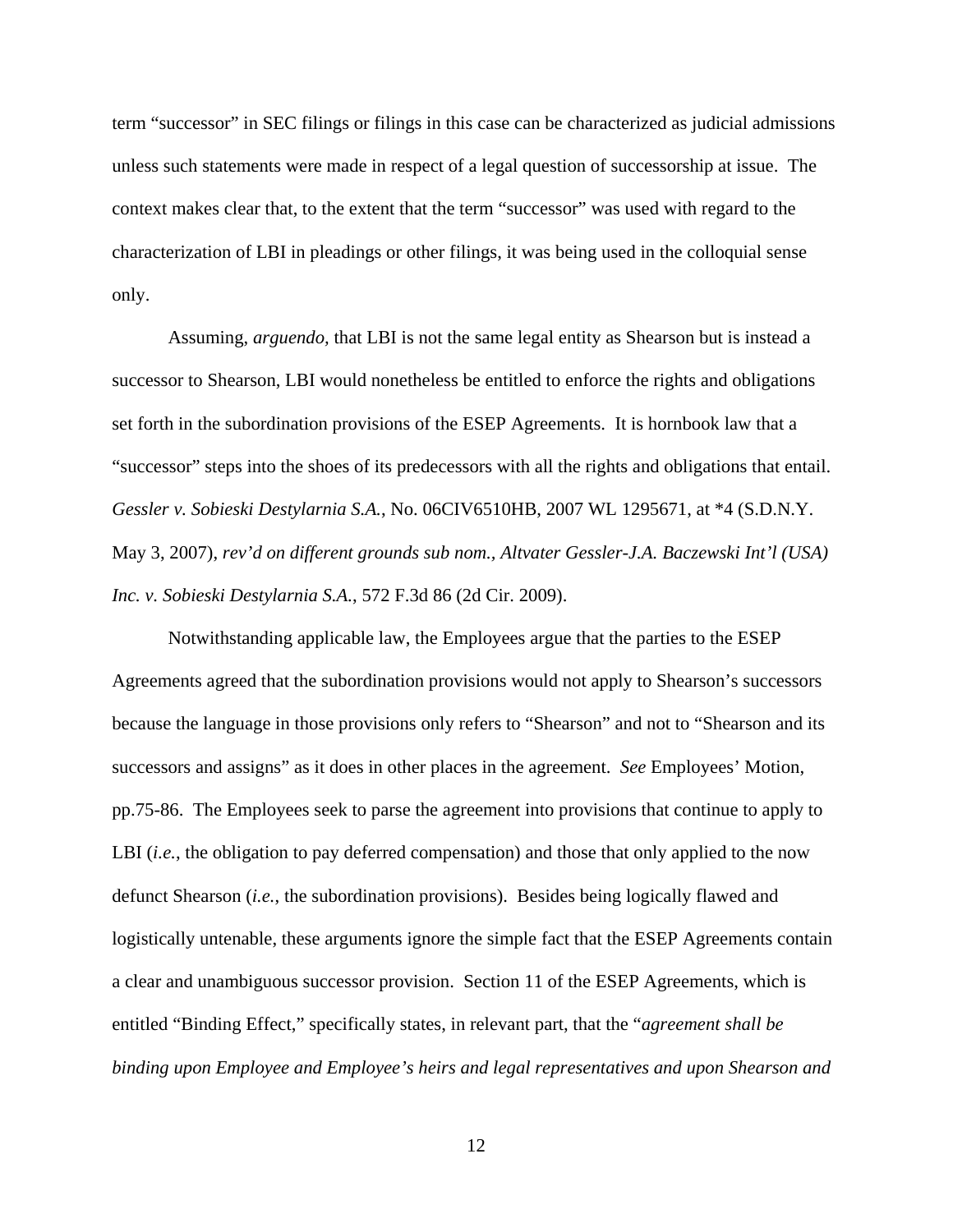term "successor" in SEC filings or filings in this case can be characterized as judicial admissions unless such statements were made in respect of a legal question of successorship at issue. The context makes clear that, to the extent that the term "successor" was used with regard to the characterization of LBI in pleadings or other filings, it was being used in the colloquial sense only.

Assuming, *arguendo*, that LBI is not the same legal entity as Shearson but is instead a successor to Shearson, LBI would nonetheless be entitled to enforce the rights and obligations set forth in the subordination provisions of the ESEP Agreements. It is hornbook law that a "successor" steps into the shoes of its predecessors with all the rights and obligations that entail. *Gessler v. Sobieski Destylarnia S.A.*, No. 06CIV6510HB, 2007 WL 1295671, at *4 (S.D.N.Y. May 3, 2007), *rev'd on different grounds sub nom., Altvater Gessler-J.A. Baczewski Int'l (USA) Inc. v. Sobieski Destylarnia S.A.*, 572 F.3d 86 (2d Cir. 2009).

Notwithstanding applicable law, the Employees argue that the parties to the ESEP Agreements agreed that the subordination provisions would not apply to Shearson's successors because the language in those provisions only refers to "Shearson" and not to "Shearson and its successors and assigns" as it does in other places in the agreement. *See* Employees' Motion, pp.75-86. The Employees seek to parse the agreement into provisions that continue to apply to LBI (*i.e.*, the obligation to pay deferred compensation) and those that only applied to the now defunct Shearson (*i.e.*, the subordination provisions). Besides being logically flawed and logistically untenable, these arguments ignore the simple fact that the ESEP Agreements contain a clear and unambiguous successor provision. Section 11 of the ESEP Agreements, which is entitled "Binding Effect," specifically states, in relevant part, that the "*agreement shall be binding upon Employee and Employee's heirs and legal representatives and upon Shearson and*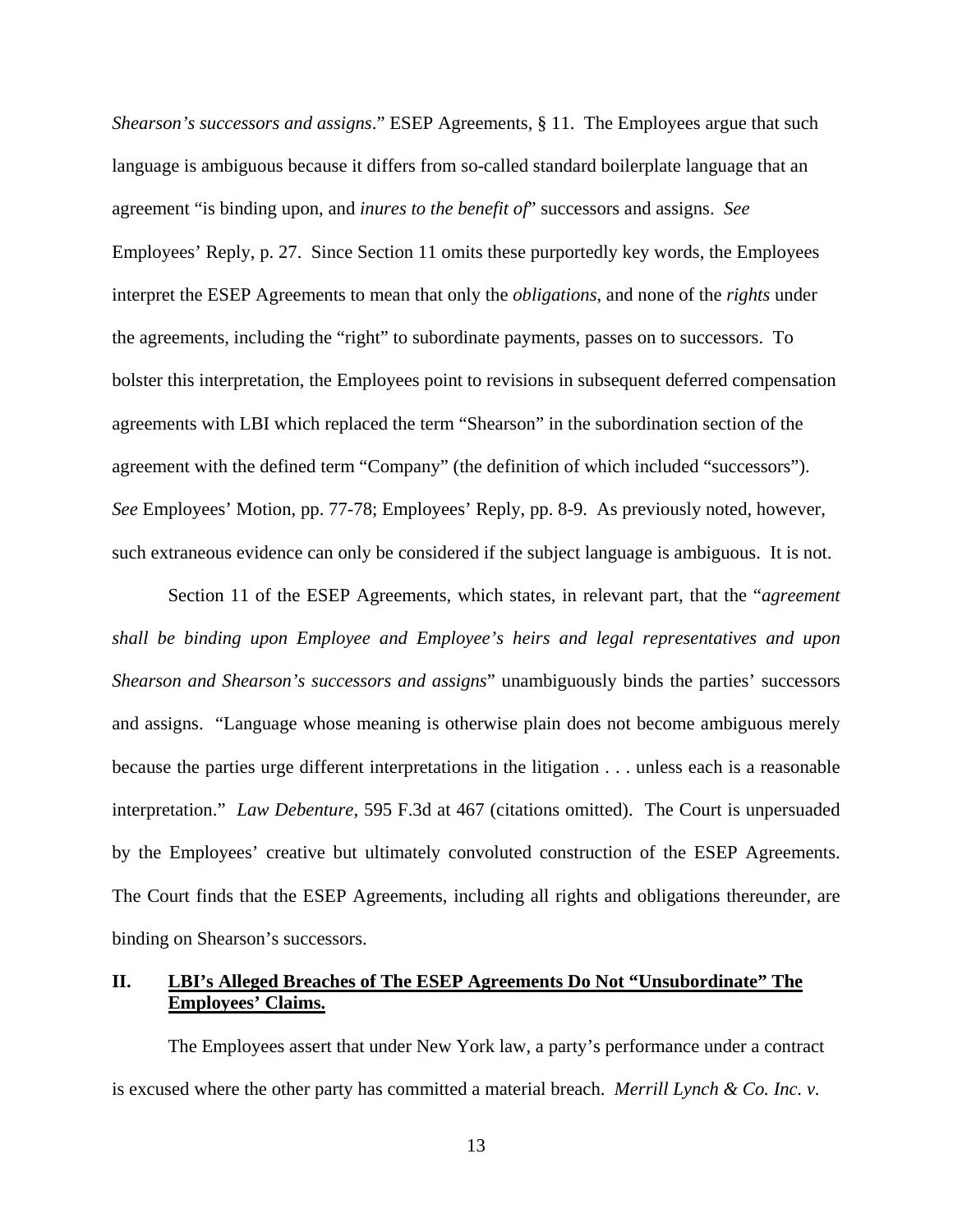*Shearson's successors and assigns*." ESEP Agreements, § 11. The Employees argue that such language is ambiguous because it differs from so-called standard boilerplate language that an agreement "is binding upon, and *inures to the benefit of*" successors and assigns. *See* Employees' Reply, p. 27. Since Section 11 omits these purportedly key words, the Employees interpret the ESEP Agreements to mean that only the *obligations*, and none of the *rights* under the agreements, including the "right" to subordinate payments, passes on to successors. To bolster this interpretation, the Employees point to revisions in subsequent deferred compensation agreements with LBI which replaced the term "Shearson" in the subordination section of the agreement with the defined term "Company" (the definition of which included "successors"). *See* Employees' Motion, pp. 77-78; Employees' Reply, pp. 8-9. As previously noted, however, such extraneous evidence can only be considered if the subject language is ambiguous. It is not.

Section 11 of the ESEP Agreements, which states, in relevant part, that the "*agreement shall be binding upon Employee and Employee's heirs and legal representatives and upon Shearson and Shearson's successors and assigns*" unambiguously binds the parties' successors and assigns. "Language whose meaning is otherwise plain does not become ambiguous merely because the parties urge different interpretations in the litigation . . . unless each is a reasonable interpretation." *Law Debenture*, 595 F.3d at 467 (citations omitted). The Court is unpersuaded by the Employees' creative but ultimately convoluted construction of the ESEP Agreements. The Court finds that the ESEP Agreements, including all rights and obligations thereunder, are binding on Shearson's successors.

## II. LBI's Alleged Breaches of The ESEP Agreements Do Not "Unsubordinate" The Employees' Claims.

The Employees assert that under New York law, a party's performance under a contract is excused where the other party has committed a material breach. *Merrill Lynch & Co. Inc. v.*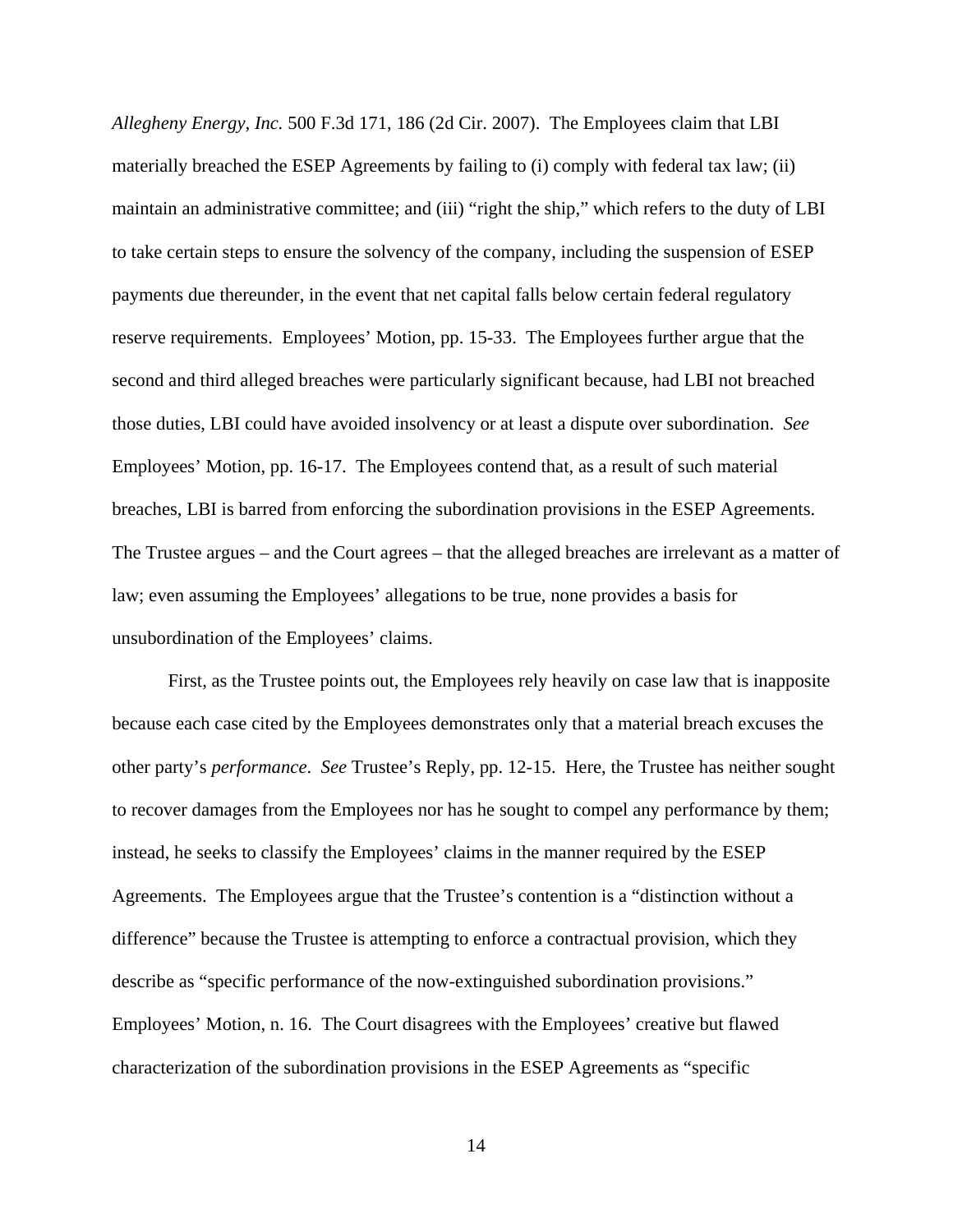*Allegheny Energy, Inc.* 500 F.3d 171, 186 (2d Cir. 2007). The Employees claim that LBI materially breached the ESEP Agreements by failing to (i) comply with federal tax law; (ii) maintain an administrative committee; and (iii) "right the ship," which refers to the duty of LBI to take certain steps to ensure the solvency of the company, including the suspension of ESEP payments due thereunder, in the event that net capital falls below certain federal regulatory reserve requirements. Employees' Motion, pp. 15-33. The Employees further argue that the second and third alleged breaches were particularly significant because, had LBI not breached those duties, LBI could have avoided insolvency or at least a dispute over subordination. *See* Employees' Motion, pp. 16-17. The Employees contend that, as a result of such material breaches, LBI is barred from enforcing the subordination provisions in the ESEP Agreements. The Trustee argues – and the Court agrees – that the alleged breaches are irrelevant as a matter of law; even assuming the Employees' allegations to be true, none provides a basis for unsubordination of the Employees' claims.

First, as the Trustee points out, the Employees rely heavily on case law that is inapposite because each case cited by the Employees demonstrates only that a material breach excuses the other party's *performance*. *See* Trustee's Reply, pp. 12-15. Here, the Trustee has neither sought to recover damages from the Employees nor has he sought to compel any performance by them; instead, he seeks to classify the Employees' claims in the manner required by the ESEP Agreements. The Employees argue that the Trustee's contention is a "distinction without a difference" because the Trustee is attempting to enforce a contractual provision, which they describe as "specific performance of the now-extinguished subordination provisions." Employees' Motion, n. 16. The Court disagrees with the Employees' creative but flawed characterization of the subordination provisions in the ESEP Agreements as "specific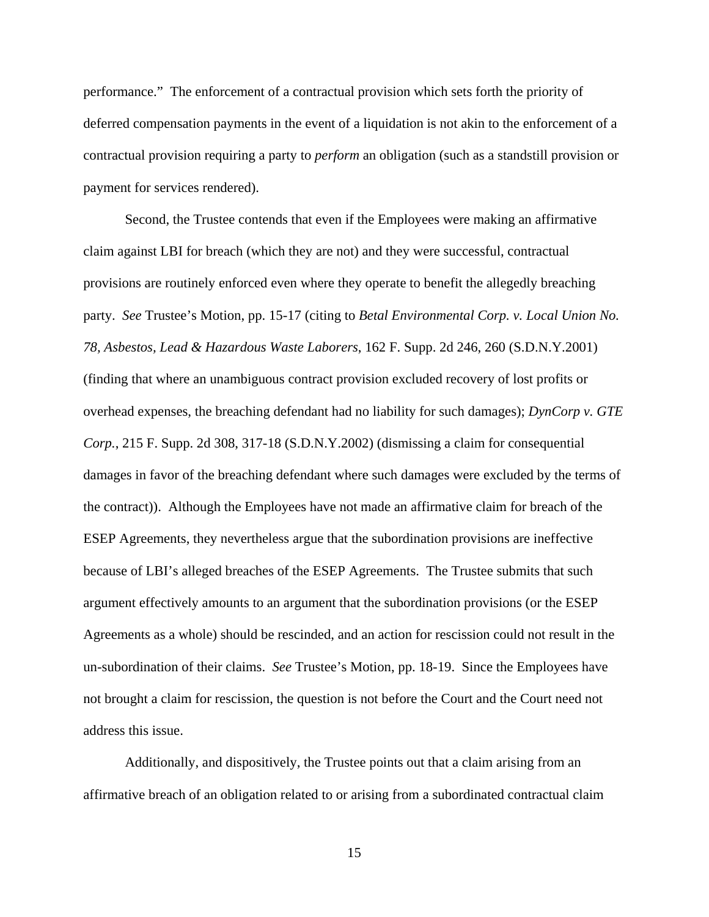performance." The enforcement of a contractual provision which sets forth the priority of deferred compensation payments in the event of a liquidation is not akin to the enforcement of a contractual provision requiring a party to *perform* an obligation (such as a standstill provision or payment for services rendered).

Second, the Trustee contends that even if the Employees were making an affirmative claim against LBI for breach (which they are not) and they were successful, contractual provisions are routinely enforced even where they operate to benefit the allegedly breaching party. *See* Trustee's Motion, pp. 15-17 (citing to *Betal Environmental Corp. v. Local Union No. 78, Asbestos, Lead & Hazardous Waste Laborers*, 162 F. Supp. 2d 246, 260 (S.D.N.Y.2001) (finding that where an unambiguous contract provision excluded recovery of lost profits or overhead expenses, the breaching defendant had no liability for such damages); *DynCorp v. GTE Corp.*, 215 F. Supp. 2d 308, 317-18 (S.D.N.Y.2002) (dismissing a claim for consequential damages in favor of the breaching defendant where such damages were excluded by the terms of the contract)). Although the Employees have not made an affirmative claim for breach of the ESEP Agreements, they nevertheless argue that the subordination provisions are ineffective because of LBI's alleged breaches of the ESEP Agreements. The Trustee submits that such argument effectively amounts to an argument that the subordination provisions (or the ESEP Agreements as a whole) should be rescinded, and an action for rescission could not result in the un-subordination of their claims. *See* Trustee's Motion, pp. 18-19. Since the Employees have not brought a claim for rescission, the question is not before the Court and the Court need not address this issue.

Additionally, and dispositively, the Trustee points out that a claim arising from an affirmative breach of an obligation related to or arising from a subordinated contractual claim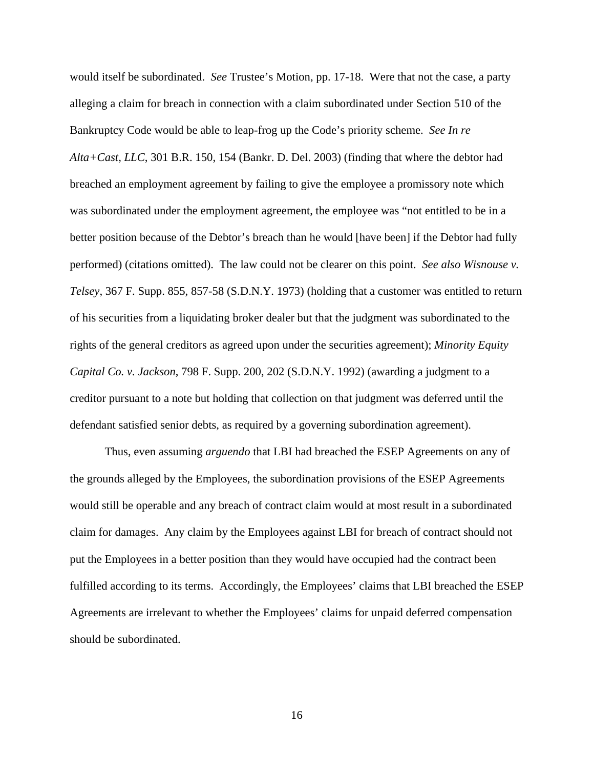would itself be subordinated. *See* Trustee's Motion, pp. 17-18. Were that not the case, a party alleging a claim for breach in connection with a claim subordinated under Section 510 of the Bankruptcy Code would be able to leap-frog up the Code's priority scheme. *See In re Alta+Cast, LLC*, 301 B.R. 150, 154 (Bankr. D. Del. 2003) (finding that where the debtor had breached an employment agreement by failing to give the employee a promissory note which was subordinated under the employment agreement, the employee was "not entitled to be in a better position because of the Debtor's breach than he would [have been] if the Debtor had fully performed) (citations omitted). The law could not be clearer on this point. *See also Wisnouse v. Telsey*, 367 F. Supp. 855, 857-58 (S.D.N.Y. 1973) (holding that a customer was entitled to return of his securities from a liquidating broker dealer but that the judgment was subordinated to the rights of the general creditors as agreed upon under the securities agreement); *Minority Equity Capital Co. v. Jackson*, 798 F. Supp. 200, 202 (S.D.N.Y. 1992) (awarding a judgment to a creditor pursuant to a note but holding that collection on that judgment was deferred until the defendant satisfied senior debts, as required by a governing subordination agreement).

Thus, even assuming *arguendo* that LBI had breached the ESEP Agreements on any of the grounds alleged by the Employees, the subordination provisions of the ESEP Agreements would still be operable and any breach of contract claim would at most result in a subordinated claim for damages. Any claim by the Employees against LBI for breach of contract should not put the Employees in a better position than they would have occupied had the contract been fulfilled according to its terms. Accordingly, the Employees' claims that LBI breached the ESEP Agreements are irrelevant to whether the Employees' claims for unpaid deferred compensation should be subordinated.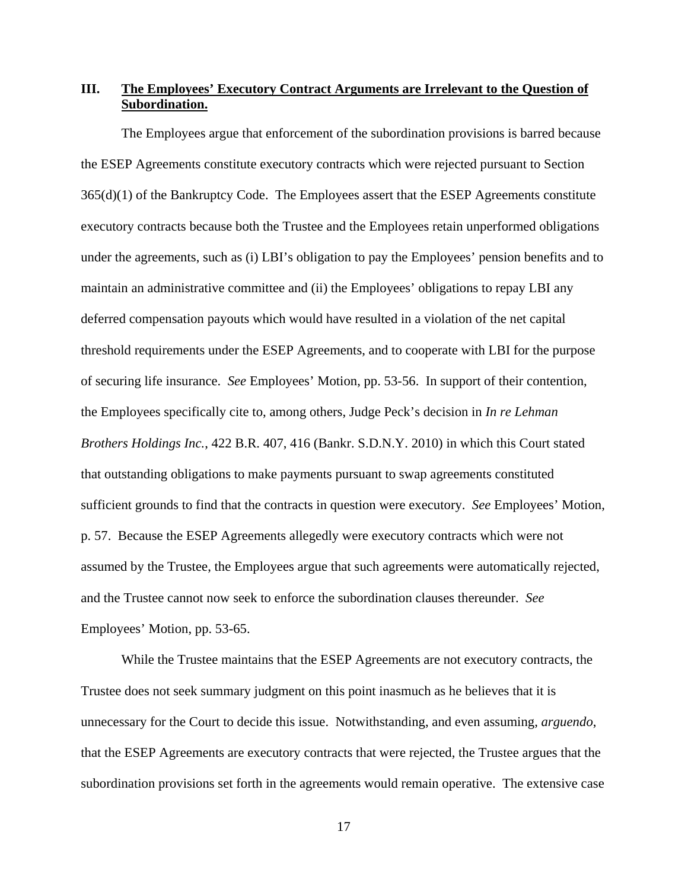## III. **The Employees' Executory Contract Arguments are Irrelevant to the Question of Subordination.**

The Employees argue that enforcement of the subordination provisions is barred because the ESEP Agreements constitute executory contracts which were rejected pursuant to Section 365(d)(1) of the Bankruptcy Code. The Employees assert that the ESEP Agreements constitute executory contracts because both the Trustee and the Employees retain unperformed obligations under the agreements, such as (i) LBI's obligation to pay the Employees' pension benefits and to maintain an administrative committee and (ii) the Employees' obligations to repay LBI any deferred compensation payouts which would have resulted in a violation of the net capital threshold requirements under the ESEP Agreements, and to cooperate with LBI for the purpose of securing life insurance. *See* Employees' Motion, pp. 53-56. In support of their contention, the Employees specifically cite to, among others, Judge Peck's decision in *In re Lehman Brothers Holdings Inc.*, 422 B.R. 407, 416 (Bankr. S.D.N.Y. 2010) in which this Court stated that outstanding obligations to make payments pursuant to swap agreements constituted sufficient grounds to find that the contracts in question were executory. *See* Employees' Motion, p. 57. Because the ESEP Agreements allegedly were executory contracts which were not assumed by the Trustee, the Employees argue that such agreements were automatically rejected, and the Trustee cannot now seek to enforce the subordination clauses thereunder. *See* Employees' Motion, pp. 53-65.

While the Trustee maintains that the ESEP Agreements are not executory contracts, the Trustee does not seek summary judgment on this point inasmuch as he believes that it is unnecessary for the Court to decide this issue. Notwithstanding, and even assuming, *arguendo*, that the ESEP Agreements are executory contracts that were rejected, the Trustee argues that the subordination provisions set forth in the agreements would remain operative. The extensive case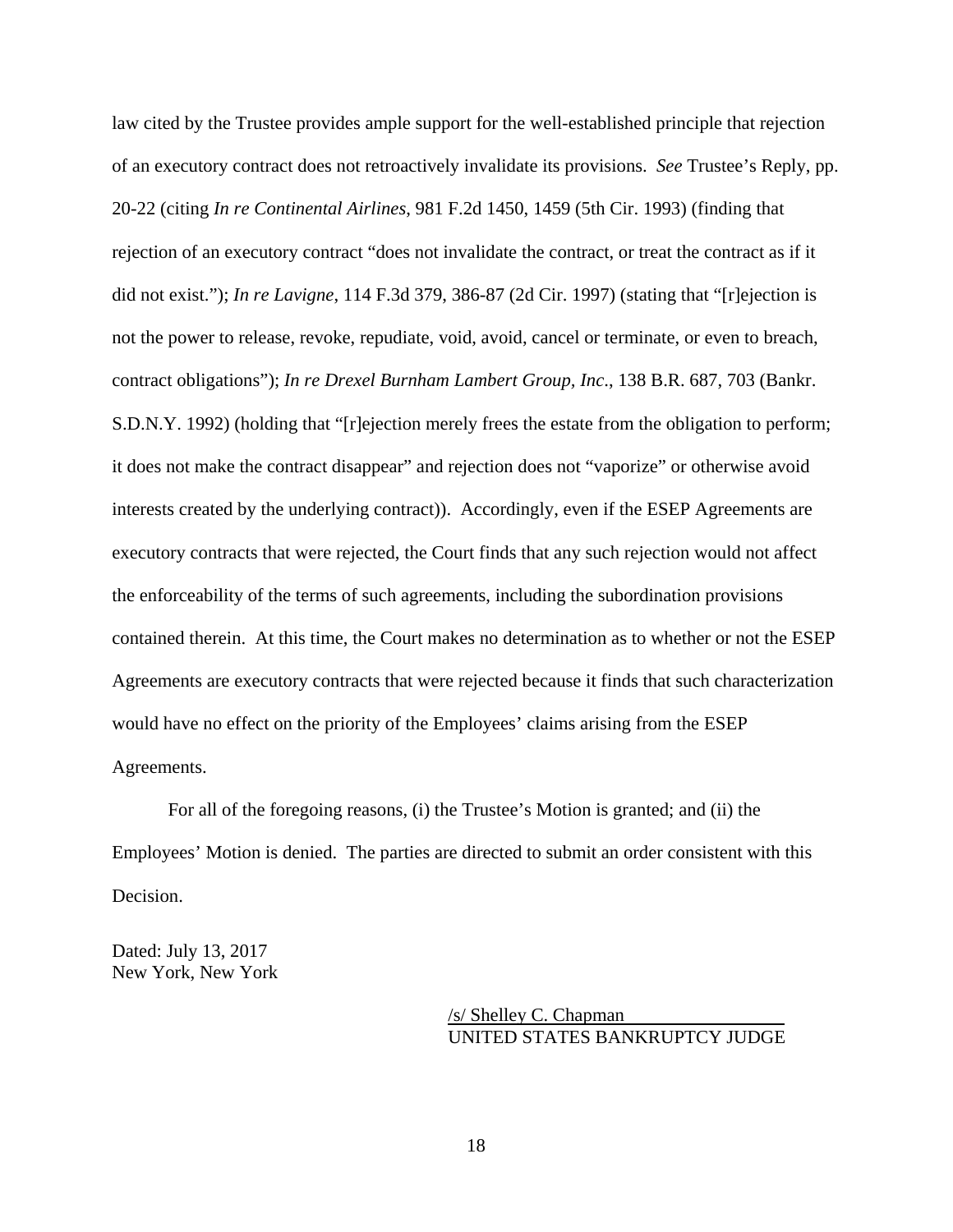law cited by the Trustee provides ample support for the well-established principle that rejection of an executory contract does not retroactively invalidate its provisions. *See* Trustee's Reply, pp. 20-22 (citing *In re Continental Airlines*, 981 F.2d 1450, 1459 (5th Cir. 1993) (finding that rejection of an executory contract "does not invalidate the contract, or treat the contract as if it did not exist."); *In re Lavigne*, 114 F.3d 379, 386-87 (2d Cir. 1997) (stating that "[r]ejection is not the power to release, revoke, repudiate, void, avoid, cancel or terminate, or even to breach, contract obligations"); *In re Drexel Burnham Lambert Group, Inc*., 138 B.R. 687, 703 (Bankr. S.D.N.Y. 1992) (holding that "[r]ejection merely frees the estate from the obligation to perform; it does not make the contract disappear" and rejection does not "vaporize" or otherwise avoid interests created by the underlying contract)). Accordingly, even if the ESEP Agreements are executory contracts that were rejected, the Court finds that any such rejection would not affect the enforceability of the terms of such agreements, including the subordination provisions contained therein. At this time, the Court makes no determination as to whether or not the ESEP Agreements are executory contracts that were rejected because it finds that such characterization would have no effect on the priority of the Employees' claims arising from the ESEP Agreements.

For all of the foregoing reasons, (i) the Trustee's Motion is granted; and (ii) the Employees' Motion is denied. The parties are directed to submit an order consistent with this Decision.

Dated: July 13, 2017
New York, New York

/s/ Shelley C. Chapman
UNITED STATES BANKRUPTCY JUDGE